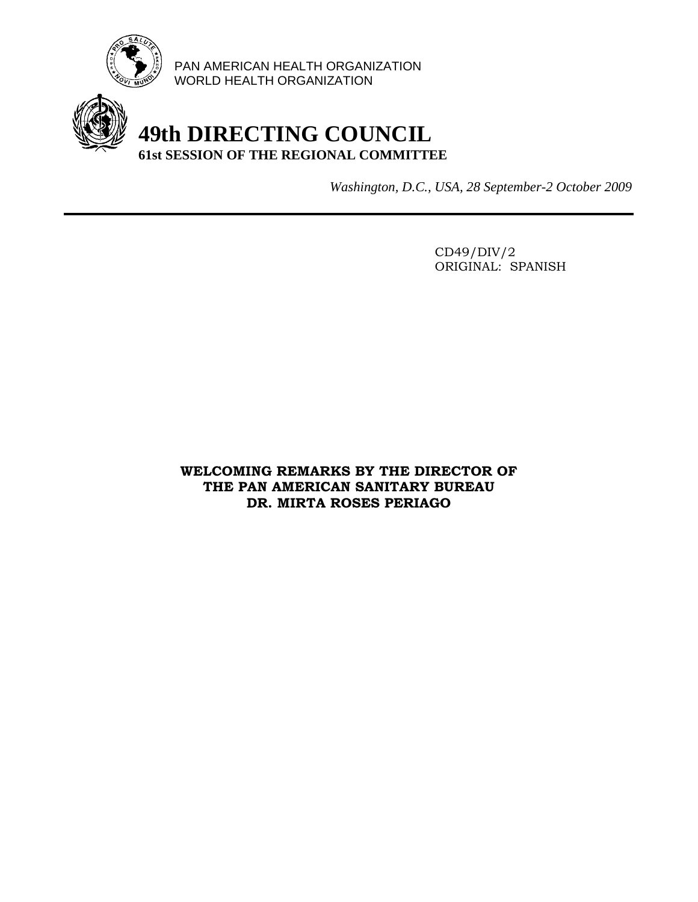PAN AMERICAN HEALTH ORGANIZATION
WORLD HEALTH ORGANIZATION

# 49th DIRECTING COUNCIL

**61st SESSION OF THE REGIONAL COMMITTEE**

*Washington, D.C., USA, 28 September-2 October 2009*

---

CD49/DIV/2
ORIGINAL: SPANISH

**WELCOMING REMARKS BY THE DIRECTOR OF THE PAN AMERICAN SANITARY BUREAU DR. MIRTA ROSES PERIAGO**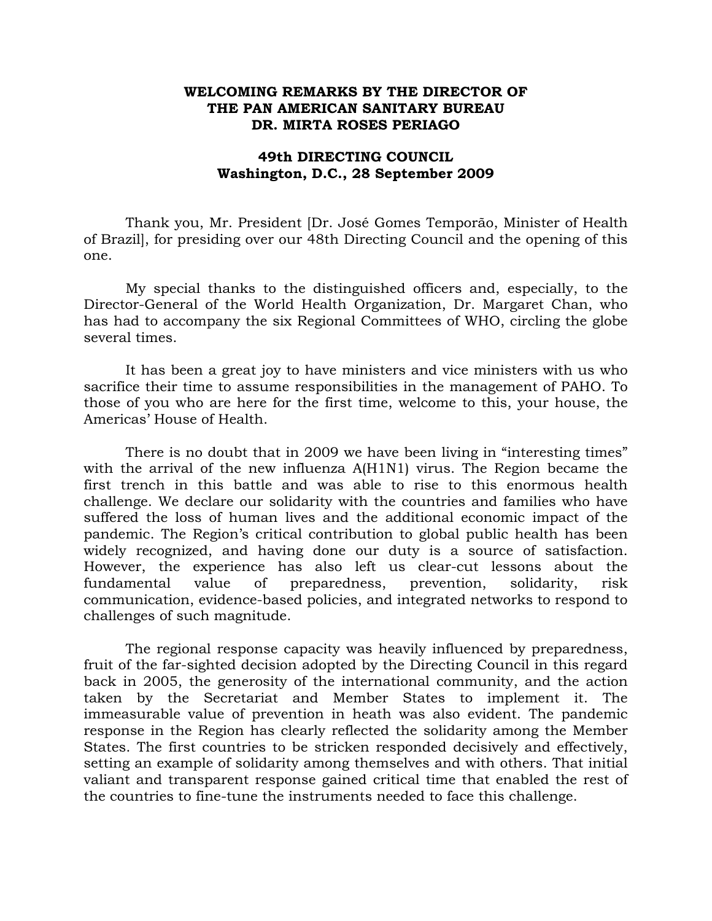**WELCOMING REMARKS BY THE DIRECTOR OF THE PAN AMERICAN SANITARY BUREAU DR. MIRTA ROSES PERIAGO**

**49th DIRECTING COUNCIL**
**Washington, D.C., 28 September 2009**

Thank you, Mr. President [Dr. José Gomes Temporão, Minister of Health of Brazil], for presiding over our 48th Directing Council and the opening of this one.

My special thanks to the distinguished officers and, especially, to the Director-General of the World Health Organization, Dr. Margaret Chan, who has had to accompany the six Regional Committees of WHO, circling the globe several times.

It has been a great joy to have ministers and vice ministers with us who sacrifice their time to assume responsibilities in the management of PAHO. To those of you who are here for the first time, welcome to this, your house, the Americas' House of Health.

There is no doubt that in 2009 we have been living in "interesting times" with the arrival of the new influenza A(H1N1) virus. The Region became the first trench in this battle and was able to rise to this enormous health challenge. We declare our solidarity with the countries and families who have suffered the loss of human lives and the additional economic impact of the pandemic. The Region's critical contribution to global public health has been widely recognized, and having done our duty is a source of satisfaction. However, the experience has also left us clear-cut lessons about the fundamental value of preparedness, prevention, solidarity, risk communication, evidence-based policies, and integrated networks to respond to challenges of such magnitude.

The regional response capacity was heavily influenced by preparedness, fruit of the far-sighted decision adopted by the Directing Council in this regard back in 2005, the generosity of the international community, and the action taken by the Secretariat and Member States to implement it. The immeasurable value of prevention in heath was also evident. The pandemic response in the Region has clearly reflected the solidarity among the Member States. The first countries to be stricken responded decisively and effectively, setting an example of solidarity among themselves and with others. That initial valiant and transparent response gained critical time that enabled the rest of the countries to fine-tune the instruments needed to face this challenge.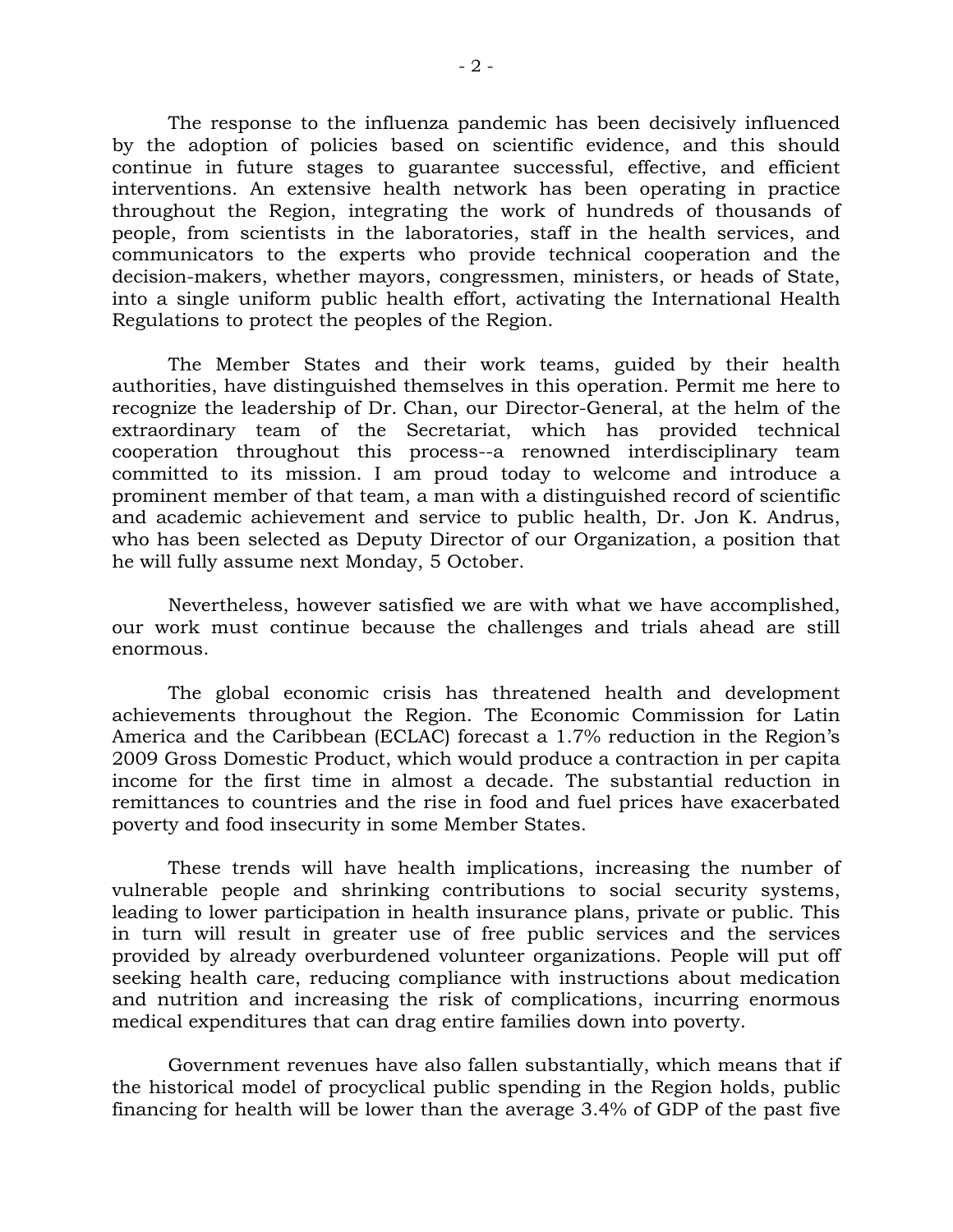The response to the influenza pandemic has been decisively influenced by the adoption of policies based on scientific evidence, and this should continue in future stages to guarantee successful, effective, and efficient interventions. An extensive health network has been operating in practice throughout the Region, integrating the work of hundreds of thousands of people, from scientists in the laboratories, staff in the health services, and communicators to the experts who provide technical cooperation and the decision-makers, whether mayors, congressmen, ministers, or heads of State, into a single uniform public health effort, activating the International Health Regulations to protect the peoples of the Region.

The Member States and their work teams, guided by their health authorities, have distinguished themselves in this operation. Permit me here to recognize the leadership of Dr. Chan, our Director-General, at the helm of the extraordinary team of the Secretariat, which has provided technical cooperation throughout this process--a renowned interdisciplinary team committed to its mission. I am proud today to welcome and introduce a prominent member of that team, a man with a distinguished record of scientific and academic achievement and service to public health, Dr. Jon K. Andrus, who has been selected as Deputy Director of our Organization, a position that he will fully assume next Monday, 5 October.

Nevertheless, however satisfied we are with what we have accomplished, our work must continue because the challenges and trials ahead are still enormous.

The global economic crisis has threatened health and development achievements throughout the Region. The Economic Commission for Latin America and the Caribbean (ECLAC) forecast a 1.7% reduction in the Region's 2009 Gross Domestic Product, which would produce a contraction in per capita income for the first time in almost a decade. The substantial reduction in remittances to countries and the rise in food and fuel prices have exacerbated poverty and food insecurity in some Member States.

These trends will have health implications, increasing the number of vulnerable people and shrinking contributions to social security systems, leading to lower participation in health insurance plans, private or public. This in turn will result in greater use of free public services and the services provided by already overburdened volunteer organizations. People will put off seeking health care, reducing compliance with instructions about medication and nutrition and increasing the risk of complications, incurring enormous medical expenditures that can drag entire families down into poverty.

Government revenues have also fallen substantially, which means that if the historical model of procyclical public spending in the Region holds, public financing for health will be lower than the average 3.4% of GDP of the past five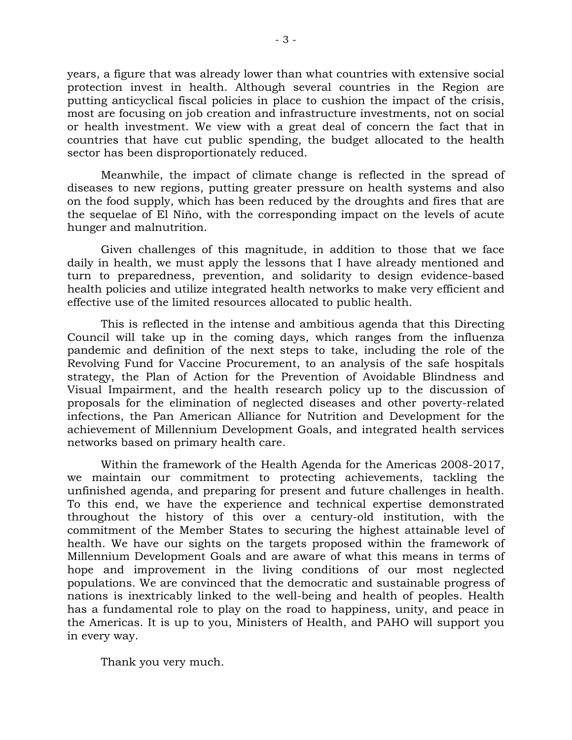years, a figure that was already lower than what countries with extensive social protection invest in health. Although several countries in the Region are putting anticyclical fiscal policies in place to cushion the impact of the crisis, most are focusing on job creation and infrastructure investments, not on social or health investment. We view with a great deal of concern the fact that in countries that have cut public spending, the budget allocated to the health sector has been disproportionately reduced.

Meanwhile, the impact of climate change is reflected in the spread of diseases to new regions, putting greater pressure on health systems and also on the food supply, which has been reduced by the droughts and fires that are the sequelae of El Niño, with the corresponding impact on the levels of acute hunger and malnutrition.

Given challenges of this magnitude, in addition to those that we face daily in health, we must apply the lessons that I have already mentioned and turn to preparedness, prevention, and solidarity to design evidence-based health policies and utilize integrated health networks to make very efficient and effective use of the limited resources allocated to public health.

This is reflected in the intense and ambitious agenda that this Directing Council will take up in the coming days, which ranges from the influenza pandemic and definition of the next steps to take, including the role of the Revolving Fund for Vaccine Procurement, to an analysis of the safe hospitals strategy, the Plan of Action for the Prevention of Avoidable Blindness and Visual Impairment, and the health research policy up to the discussion of proposals for the elimination of neglected diseases and other poverty-related infections, the Pan American Alliance for Nutrition and Development for the achievement of Millennium Development Goals, and integrated health services networks based on primary health care.

Within the framework of the Health Agenda for the Americas 2008-2017, we maintain our commitment to protecting achievements, tackling the unfinished agenda, and preparing for present and future challenges in health. To this end, we have the experience and technical expertise demonstrated throughout the history of this over a century-old institution, with the commitment of the Member States to securing the highest attainable level of health. We have our sights on the targets proposed within the framework of Millennium Development Goals and are aware of what this means in terms of hope and improvement in the living conditions of our most neglected populations. We are convinced that the democratic and sustainable progress of nations is inextricably linked to the well-being and health of peoples. Health has a fundamental role to play on the road to happiness, unity, and peace in the Americas. It is up to you, Ministers of Health, and PAHO will support you in every way.

Thank you very much.